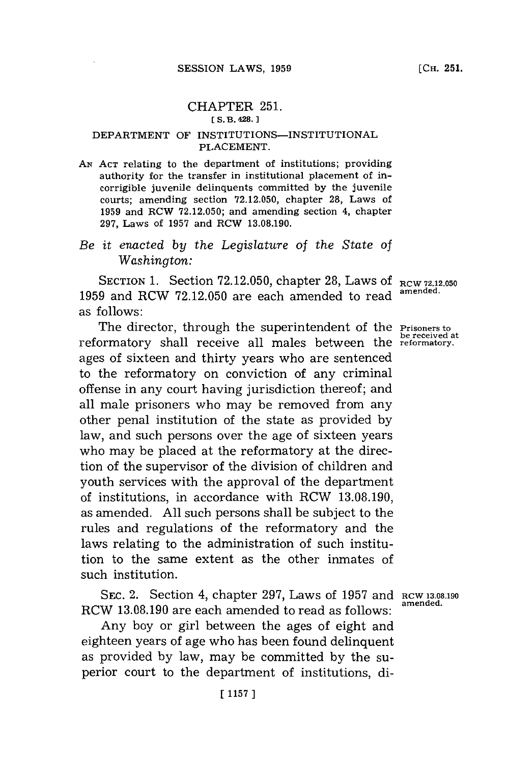# CHAPTER 251.

[ S. B. 428. ]

## DEPARTMENT OF INSTITUTIONS—INSTITUTIONAL PLACEMENT.

AN ACT relating to the department of institutions; providing authority for the transfer in institutional placement of incorrigible juvenile delinquents committed by the juvenile courts; amending section 72.12.050, chapter 28, Laws of 1959 and RCW 72.12.050; and amending section 4, chapter 297, Laws of 1957 and RCW 13.08.190.

*Be it enacted by the Legislature of the State of Washington:*

SECTION 1. Section 72.12.050, chapter 28, Laws of 1959 and RCW 72.12.050 are each amended to read as follows:

RCW 72.12.050 amended.

The director, through the superintendent of the reformatory shall receive all males between the ages of sixteen and thirty years who are sentenced to the reformatory on conviction of any criminal offense in any court having jurisdiction thereof; and all male prisoners who may be removed from any other penal institution of the state as provided by law, and such persons over the age of sixteen years who may be placed at the reformatory at the direction of the supervisor of the division of children and youth services with the approval of the department of institutions, in accordance with RCW 13.08.190, as amended. All such persons shall be subject to the rules and regulations of the reformatory and the laws relating to the administration of such institution to the same extent as the other inmates of such institution.

Prisoners to be received at reformatory.

SEC. 2. Section 4, chapter 297, Laws of 1957 and RCW 13.08.190 are each amended to read as follows:

RCW 13.08.190 amended.

Any boy or girl between the ages of eight and eighteen years of age who has been found delinquent as provided by law, may be committed by the superior court to the department of institutions, di-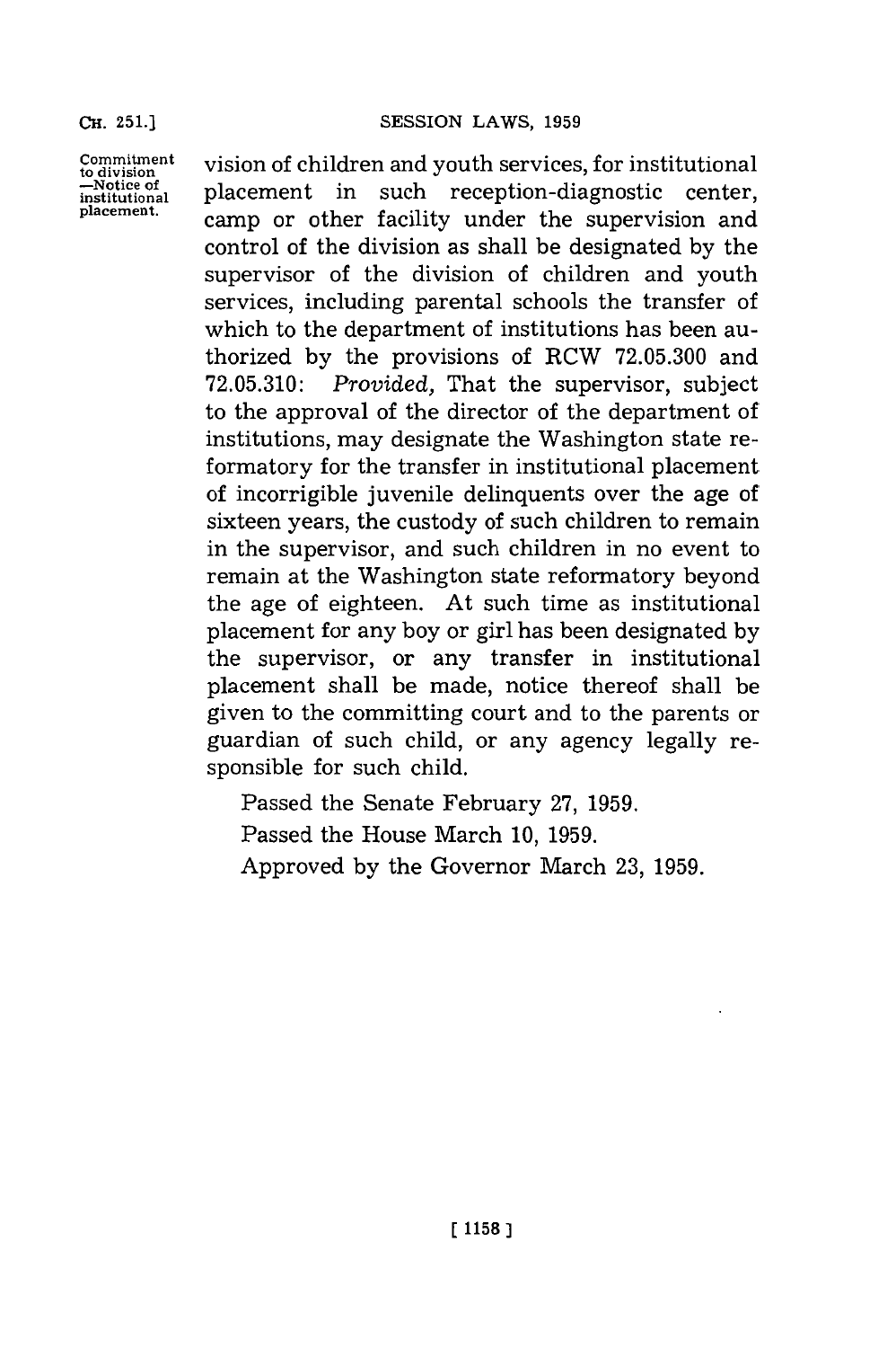vision of children and youth services, for institutional placement in such reception-diagnostic center, camp or other facility under the supervision and control of the division as shall be designated by the supervisor of the division of children and youth services, including parental schools the transfer of which to the department of institutions has been authorized by the provisions of RCW 72.05.300 and 72.05.310: *Provided,* That the supervisor, subject to the approval of the director of the department of institutions, may designate the Washington state reformatory for the transfer in institutional placement of incorrigible juvenile delinquents over the age of sixteen years, the custody of such children to remain in the supervisor, and such children in no event to remain at the Washington state reformatory beyond the age of eighteen. At such time as institutional placement for any boy or girl has been designated by the supervisor, or any transfer in institutional placement shall be made, notice thereof shall be given to the committing court and to the parents or guardian of such child, or any agency legally responsible for such child.

Commitment to division —Notice of institutional placement.

Passed the Senate February 27, 1959.

Passed the House March 10, 1959.

Approved by the Governor March 23, 1959.